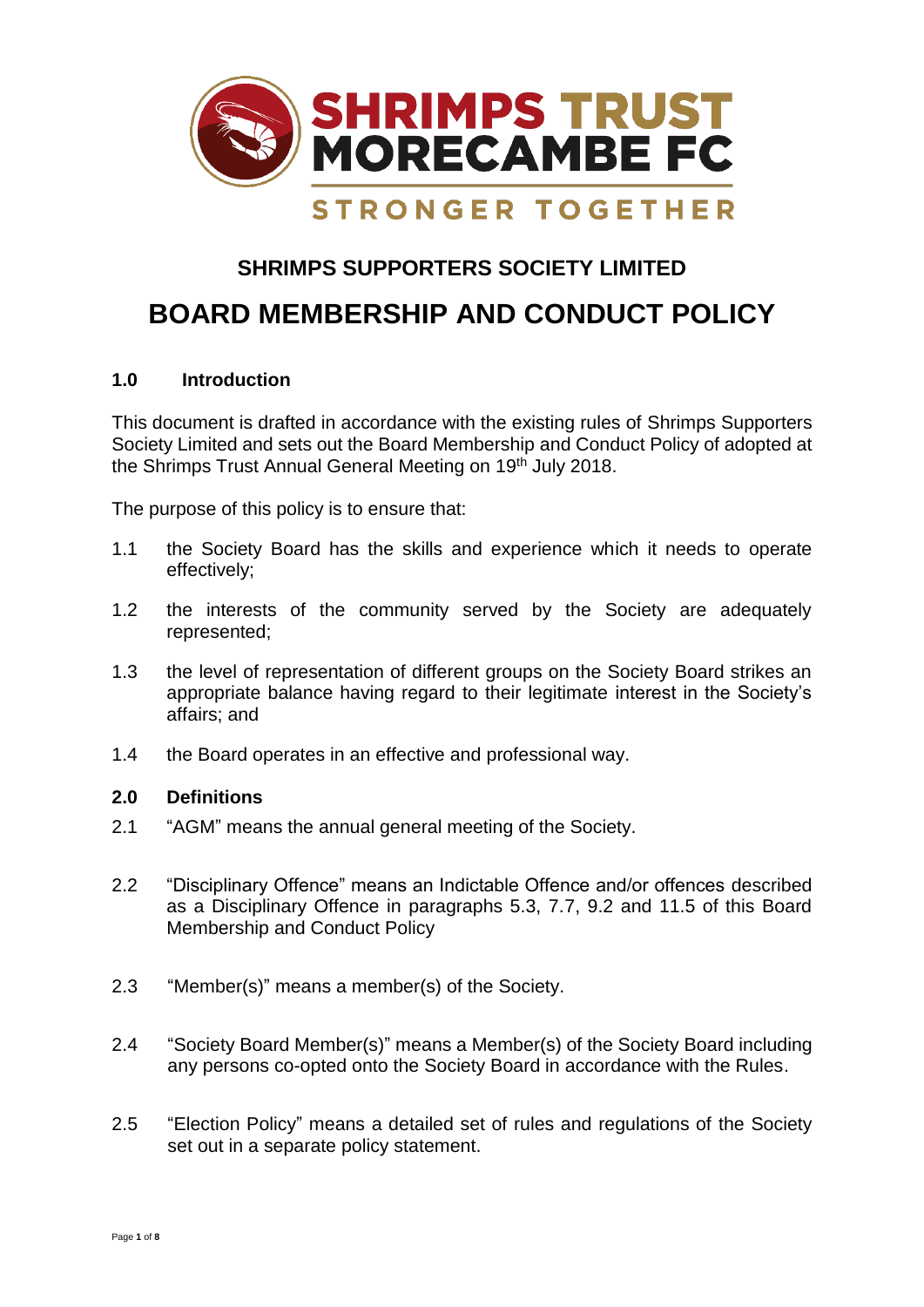SHRIMPS TRUST
MORECAMBE FC

STRONGER TOGETHER

## SHRIMPS SUPPORTERS SOCIETY LIMITED

# BOARD MEMBERSHIP AND CONDUCT POLICY

### 1.0 Introduction

This document is drafted in accordance with the existing rules of Shrimps Supporters Society Limited and sets out the Board Membership and Conduct Policy of adopted at the Shrimps Trust Annual General Meeting on 19th July 2018.

The purpose of this policy is to ensure that:

1.1 the Society Board has the skills and experience which it needs to operate effectively;

1.2 the interests of the community served by the Society are adequately represented;

1.3 the level of representation of different groups on the Society Board strikes an appropriate balance having regard to their legitimate interest in the Society's affairs; and

1.4 the Board operates in an effective and professional way.

### 2.0 Definitions

2.1 "AGM" means the annual general meeting of the Society.

2.2 "Disciplinary Offence" means an Indictable Offence and/or offences described as a Disciplinary Offence in paragraphs 5.3, 7.7, 9.2 and 11.5 of this Board Membership and Conduct Policy

2.3 "Member(s)" means a member(s) of the Society.

2.4 "Society Board Member(s)" means a Member(s) of the Society Board including any persons co-opted onto the Society Board in accordance with the Rules.

2.5 "Election Policy" means a detailed set of rules and regulations of the Society set out in a separate policy statement.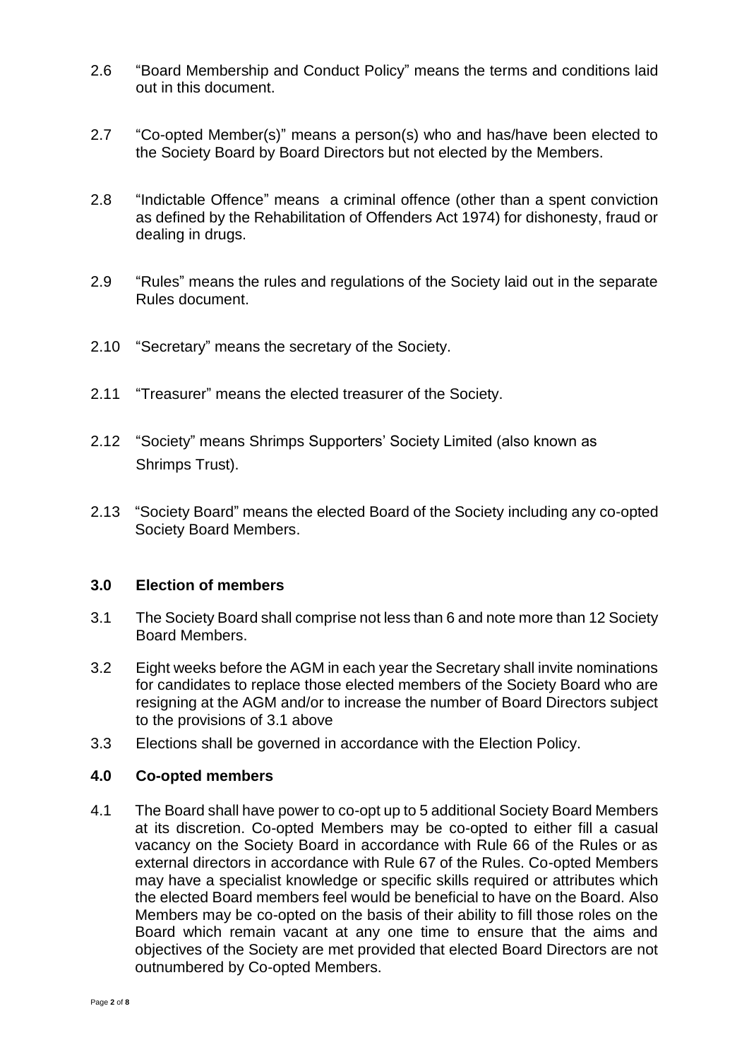2.6 "Board Membership and Conduct Policy" means the terms and conditions laid out in this document.

2.7 "Co-opted Member(s)" means a person(s) who and has/have been elected to the Society Board by Board Directors but not elected by the Members.

2.8 "Indictable Offence" means a criminal offence (other than a spent conviction as defined by the Rehabilitation of Offenders Act 1974) for dishonesty, fraud or dealing in drugs.

2.9 "Rules" means the rules and regulations of the Society laid out in the separate Rules document.

2.10 "Secretary" means the secretary of the Society.

2.11 "Treasurer" means the elected treasurer of the Society.

2.12 "Society" means Shrimps Supporters' Society Limited (also known as Shrimps Trust).

2.13 "Society Board" means the elected Board of the Society including any co-opted Society Board Members.

### 3.0 Election of members

3.1 The Society Board shall comprise not less than 6 and note more than 12 Society Board Members.

3.2 Eight weeks before the AGM in each year the Secretary shall invite nominations for candidates to replace those elected members of the Society Board who are resigning at the AGM and/or to increase the number of Board Directors subject to the provisions of 3.1 above

3.3 Elections shall be governed in accordance with the Election Policy.

### 4.0 Co-opted members

4.1 The Board shall have power to co-opt up to 5 additional Society Board Members at its discretion. Co-opted Members may be co-opted to either fill a casual vacancy on the Society Board in accordance with Rule 66 of the Rules or as external directors in accordance with Rule 67 of the Rules. Co-opted Members may have a specialist knowledge or specific skills required or attributes which the elected Board members feel would be beneficial to have on the Board. Also Members may be co-opted on the basis of their ability to fill those roles on the Board which remain vacant at any one time to ensure that the aims and objectives of the Society are met provided that elected Board Directors are not outnumbered by Co-opted Members.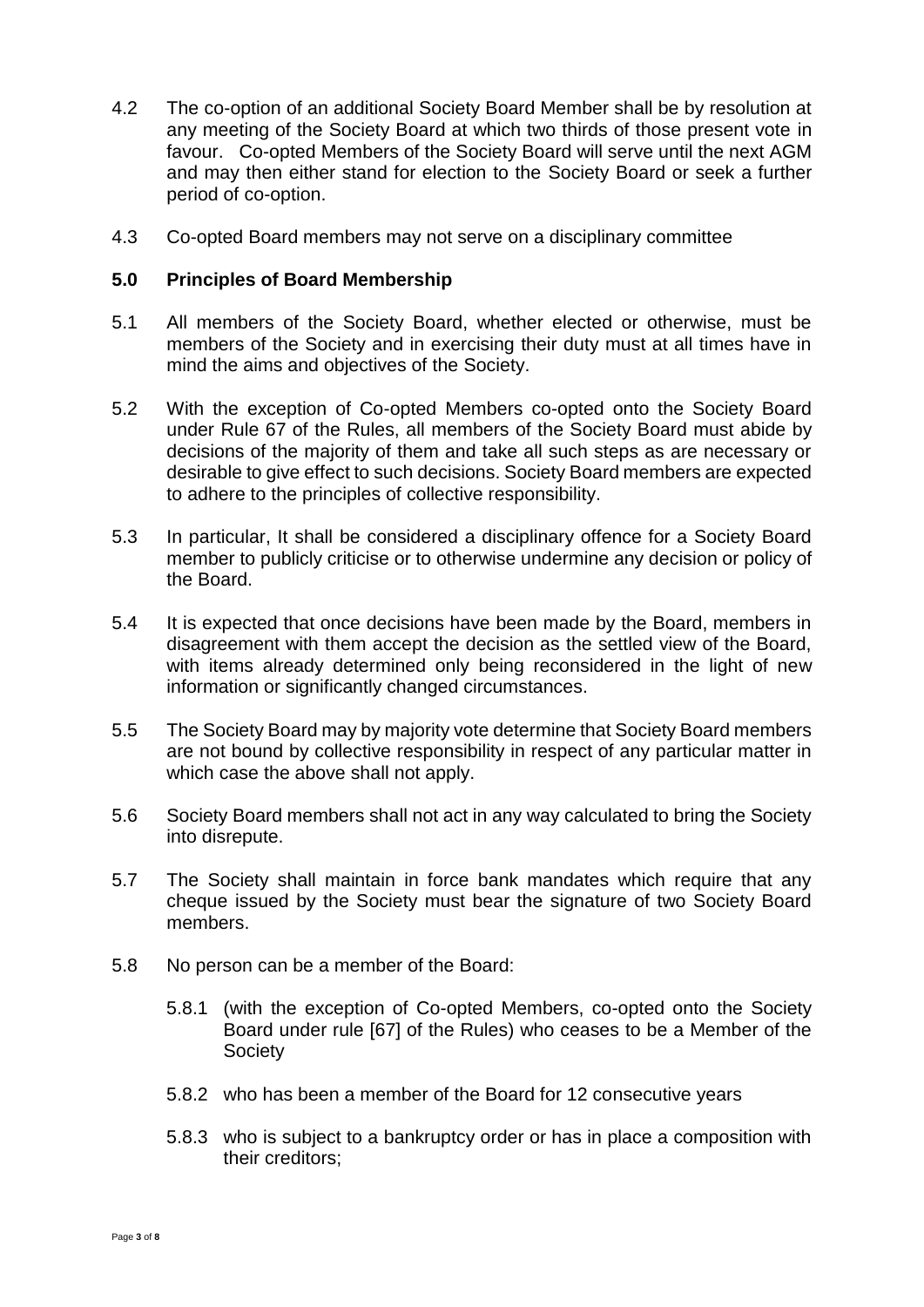4.2 The co-option of an additional Society Board Member shall be by resolution at any meeting of the Society Board at which two thirds of those present vote in favour. Co-opted Members of the Society Board will serve until the next AGM and may then either stand for election to the Society Board or seek a further period of co-option.

4.3 Co-opted Board members may not serve on a disciplinary committee

## 5.0 Principles of Board Membership

5.1 All members of the Society Board, whether elected or otherwise, must be members of the Society and in exercising their duty must at all times have in mind the aims and objectives of the Society.

5.2 With the exception of Co-opted Members co-opted onto the Society Board under Rule 67 of the Rules, all members of the Society Board must abide by decisions of the majority of them and take all such steps as are necessary or desirable to give effect to such decisions. Society Board members are expected to adhere to the principles of collective responsibility.

5.3 In particular, It shall be considered a disciplinary offence for a Society Board member to publicly criticise or to otherwise undermine any decision or policy of the Board.

5.4 It is expected that once decisions have been made by the Board, members in disagreement with them accept the decision as the settled view of the Board, with items already determined only being reconsidered in the light of new information or significantly changed circumstances.

5.5 The Society Board may by majority vote determine that Society Board members are not bound by collective responsibility in respect of any particular matter in which case the above shall not apply.

5.6 Society Board members shall not act in any way calculated to bring the Society into disrepute.

5.7 The Society shall maintain in force bank mandates which require that any cheque issued by the Society must bear the signature of two Society Board members.

5.8 No person can be a member of the Board:

5.8.1 (with the exception of Co-opted Members, co-opted onto the Society Board under rule [67] of the Rules) who ceases to be a Member of the Society

5.8.2 who has been a member of the Board for 12 consecutive years

5.8.3 who is subject to a bankruptcy order or has in place a composition with their creditors;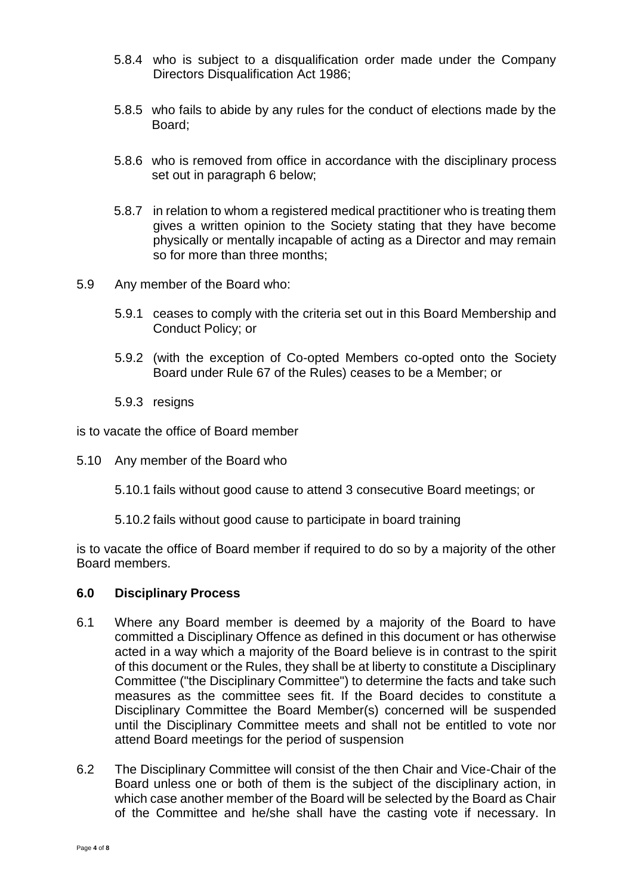5.8.4 who is subject to a disqualification order made under the Company Directors Disqualification Act 1986;

5.8.5 who fails to abide by any rules for the conduct of elections made by the Board;

5.8.6 who is removed from office in accordance with the disciplinary process set out in paragraph 6 below;

5.8.7 in relation to whom a registered medical practitioner who is treating them gives a written opinion to the Society stating that they have become physically or mentally incapable of acting as a Director and may remain so for more than three months;

5.9 Any member of the Board who:

5.9.1 ceases to comply with the criteria set out in this Board Membership and Conduct Policy; or

5.9.2 (with the exception of Co-opted Members co-opted onto the Society Board under Rule 67 of the Rules) ceases to be a Member; or

5.9.3 resigns

is to vacate the office of Board member

5.10 Any member of the Board who

5.10.1 fails without good cause to attend 3 consecutive Board meetings; or

5.10.2 fails without good cause to participate in board training

is to vacate the office of Board member if required to do so by a majority of the other Board members.

## 6.0 Disciplinary Process

6.1 Where any Board member is deemed by a majority of the Board to have committed a Disciplinary Offence as defined in this document or has otherwise acted in a way which a majority of the Board believe is in contrast to the spirit of this document or the Rules, they shall be at liberty to constitute a Disciplinary Committee ("the Disciplinary Committee") to determine the facts and take such measures as the committee sees fit. If the Board decides to constitute a Disciplinary Committee the Board Member(s) concerned will be suspended until the Disciplinary Committee meets and shall not be entitled to vote nor attend Board meetings for the period of suspension

6.2 The Disciplinary Committee will consist of the then Chair and Vice-Chair of the Board unless one or both of them is the subject of the disciplinary action, in which case another member of the Board will be selected by the Board as Chair of the Committee and he/she shall have the casting vote if necessary. In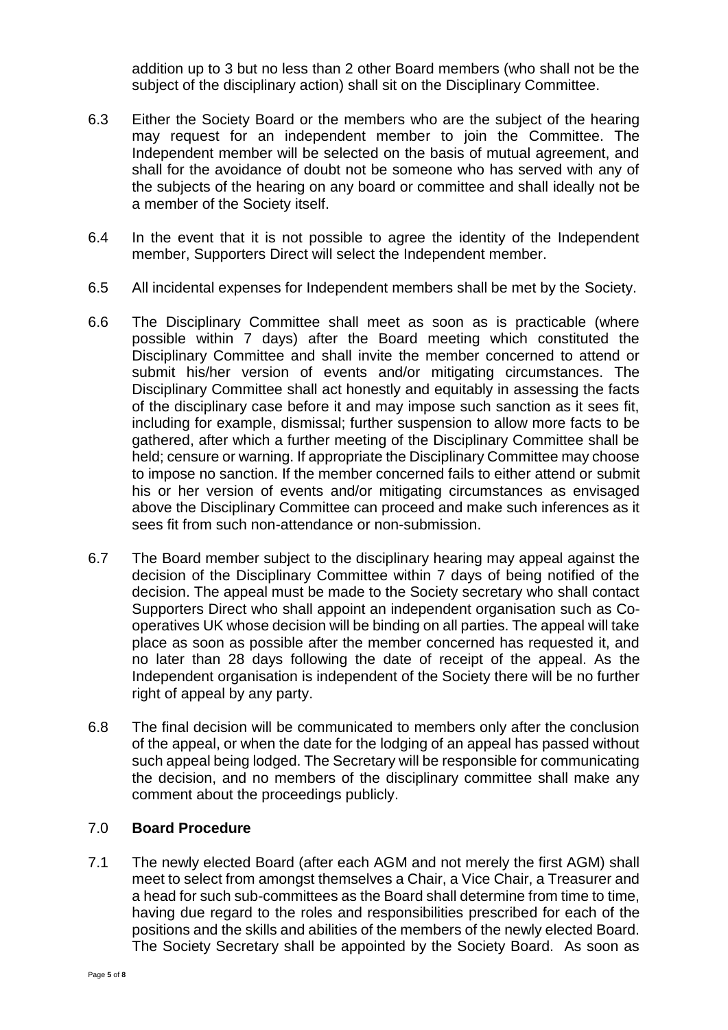addition up to 3 but no less than 2 other Board members (who shall not be the subject of the disciplinary action) shall sit on the Disciplinary Committee.

6.3 Either the Society Board or the members who are the subject of the hearing may request for an independent member to join the Committee. The Independent member will be selected on the basis of mutual agreement, and shall for the avoidance of doubt not be someone who has served with any of the subjects of the hearing on any board or committee and shall ideally not be a member of the Society itself.

6.4 In the event that it is not possible to agree the identity of the Independent member, Supporters Direct will select the Independent member.

6.5 All incidental expenses for Independent members shall be met by the Society.

6.6 The Disciplinary Committee shall meet as soon as is practicable (where possible within 7 days) after the Board meeting which constituted the Disciplinary Committee and shall invite the member concerned to attend or submit his/her version of events and/or mitigating circumstances. The Disciplinary Committee shall act honestly and equitably in assessing the facts of the disciplinary case before it and may impose such sanction as it sees fit, including for example, dismissal; further suspension to allow more facts to be gathered, after which a further meeting of the Disciplinary Committee shall be held; censure or warning. If appropriate the Disciplinary Committee may choose to impose no sanction. If the member concerned fails to either attend or submit his or her version of events and/or mitigating circumstances as envisaged above the Disciplinary Committee can proceed and make such inferences as it sees fit from such non-attendance or non-submission.

6.7 The Board member subject to the disciplinary hearing may appeal against the decision of the Disciplinary Committee within 7 days of being notified of the decision. The appeal must be made to the Society secretary who shall contact Supporters Direct who shall appoint an independent organisation such as Co-operatives UK whose decision will be binding on all parties. The appeal will take place as soon as possible after the member concerned has requested it, and no later than 28 days following the date of receipt of the appeal. As the Independent organisation is independent of the Society there will be no further right of appeal by any party.

6.8 The final decision will be communicated to members only after the conclusion of the appeal, or when the date for the lodging of an appeal has passed without such appeal being lodged. The Secretary will be responsible for communicating the decision, and no members of the disciplinary committee shall make any comment about the proceedings publicly.

## 7.0 **Board Procedure**

7.1 The newly elected Board (after each AGM and not merely the first AGM) shall meet to select from amongst themselves a Chair, a Vice Chair, a Treasurer and a head for such sub-committees as the Board shall determine from time to time, having due regard to the roles and responsibilities prescribed for each of the positions and the skills and abilities of the members of the newly elected Board. The Society Secretary shall be appointed by the Society Board. As soon as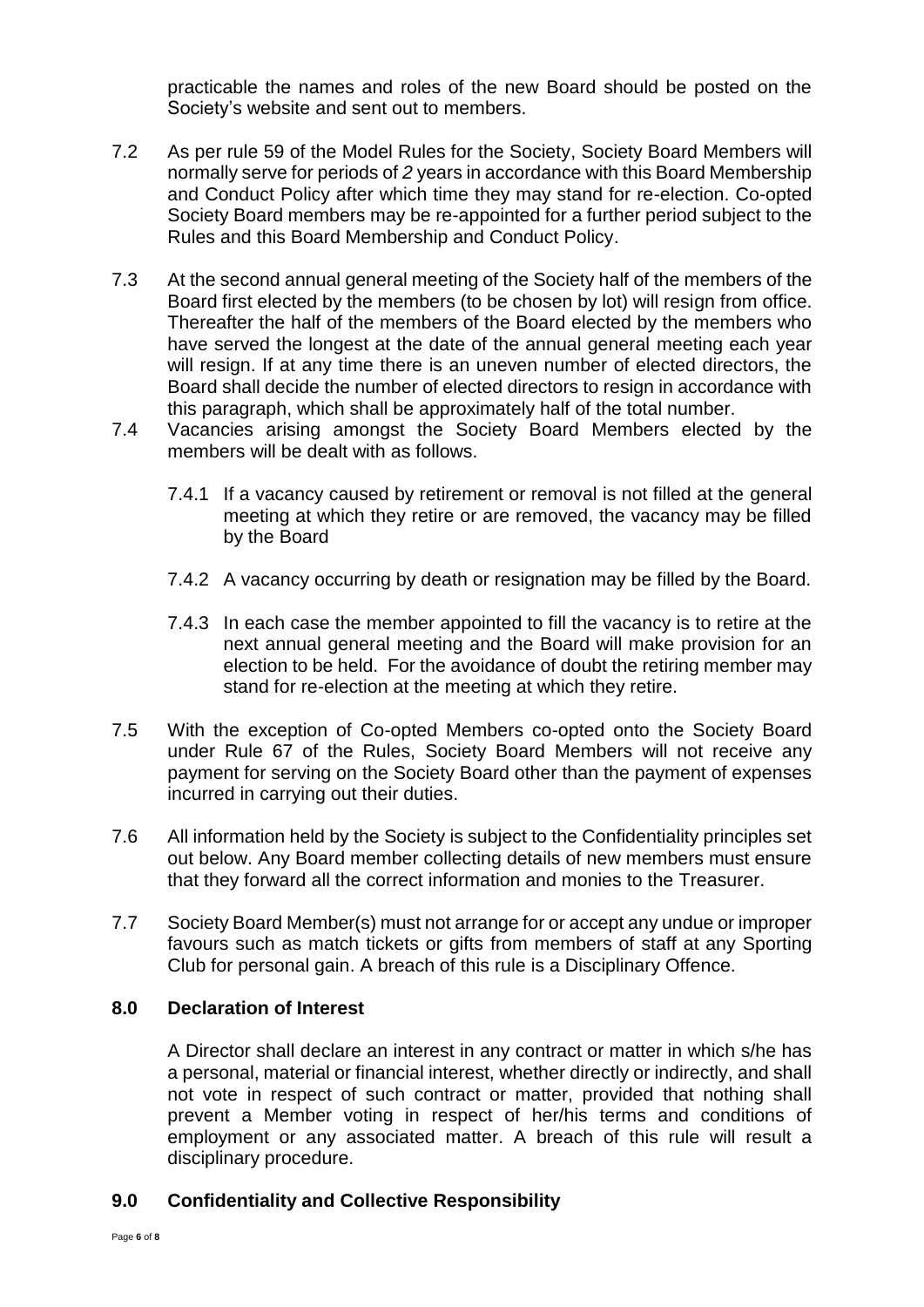practicable the names and roles of the new Board should be posted on the Society's website and sent out to members.

7.2 As per rule 59 of the Model Rules for the Society, Society Board Members will normally serve for periods of *2* years in accordance with this Board Membership and Conduct Policy after which time they may stand for re-election. Co-opted Society Board members may be re-appointed for a further period subject to the Rules and this Board Membership and Conduct Policy.

7.3 At the second annual general meeting of the Society half of the members of the Board first elected by the members (to be chosen by lot) will resign from office. Thereafter the half of the members of the Board elected by the members who have served the longest at the date of the annual general meeting each year will resign. If at any time there is an uneven number of elected directors, the Board shall decide the number of elected directors to resign in accordance with this paragraph, which shall be approximately half of the total number.

7.4 Vacancies arising amongst the Society Board Members elected by the members will be dealt with as follows.

7.4.1 If a vacancy caused by retirement or removal is not filled at the general meeting at which they retire or are removed, the vacancy may be filled by the Board

7.4.2 A vacancy occurring by death or resignation may be filled by the Board.

7.4.3 In each case the member appointed to fill the vacancy is to retire at the next annual general meeting and the Board will make provision for an election to be held. For the avoidance of doubt the retiring member may stand for re-election at the meeting at which they retire.

7.5 With the exception of Co-opted Members co-opted onto the Society Board under Rule 67 of the Rules, Society Board Members will not receive any payment for serving on the Society Board other than the payment of expenses incurred in carrying out their duties.

7.6 All information held by the Society is subject to the Confidentiality principles set out below. Any Board member collecting details of new members must ensure that they forward all the correct information and monies to the Treasurer.

7.7 Society Board Member(s) must not arrange for or accept any undue or improper favours such as match tickets or gifts from members of staff at any Sporting Club for personal gain. A breach of this rule is a Disciplinary Offence.

## 8.0 Declaration of Interest

A Director shall declare an interest in any contract or matter in which s/he has a personal, material or financial interest, whether directly or indirectly, and shall not vote in respect of such contract or matter, provided that nothing shall prevent a Member voting in respect of her/his terms and conditions of employment or any associated matter. A breach of this rule will result a disciplinary procedure.

## 9.0 Confidentiality and Collective Responsibility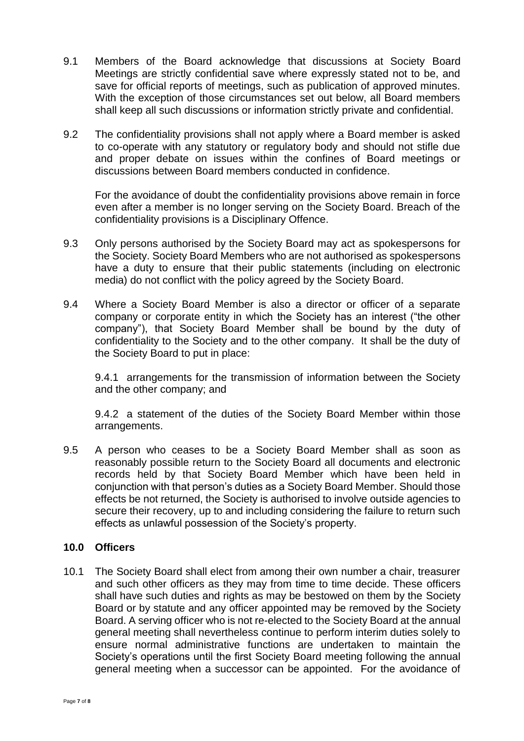9.1 Members of the Board acknowledge that discussions at Society Board Meetings are strictly confidential save where expressly stated not to be, and save for official reports of meetings, such as publication of approved minutes. With the exception of those circumstances set out below, all Board members shall keep all such discussions or information strictly private and confidential.

9.2 The confidentiality provisions shall not apply where a Board member is asked to co-operate with any statutory or regulatory body and should not stifle due and proper debate on issues within the confines of Board meetings or discussions between Board members conducted in confidence.

For the avoidance of doubt the confidentiality provisions above remain in force even after a member is no longer serving on the Society Board. Breach of the confidentiality provisions is a Disciplinary Offence.

9.3 Only persons authorised by the Society Board may act as spokespersons for the Society. Society Board Members who are not authorised as spokespersons have a duty to ensure that their public statements (including on electronic media) do not conflict with the policy agreed by the Society Board.

9.4 Where a Society Board Member is also a director or officer of a separate company or corporate entity in which the Society has an interest ("the other company"), that Society Board Member shall be bound by the duty of confidentiality to the Society and to the other company. It shall be the duty of the Society Board to put in place:

9.4.1 arrangements for the transmission of information between the Society and the other company; and

9.4.2 a statement of the duties of the Society Board Member within those arrangements.

9.5 A person who ceases to be a Society Board Member shall as soon as reasonably possible return to the Society Board all documents and electronic records held by that Society Board Member which have been held in conjunction with that person's duties as a Society Board Member. Should those effects be not returned, the Society is authorised to involve outside agencies to secure their recovery, up to and including considering the failure to return such effects as unlawful possession of the Society's property.

## 10.0 Officers

10.1 The Society Board shall elect from among their own number a chair, treasurer and such other officers as they may from time to time decide. These officers shall have such duties and rights as may be bestowed on them by the Society Board or by statute and any officer appointed may be removed by the Society Board. A serving officer who is not re-elected to the Society Board at the annual general meeting shall nevertheless continue to perform interim duties solely to ensure normal administrative functions are undertaken to maintain the Society's operations until the first Society Board meeting following the annual general meeting when a successor can be appointed. For the avoidance of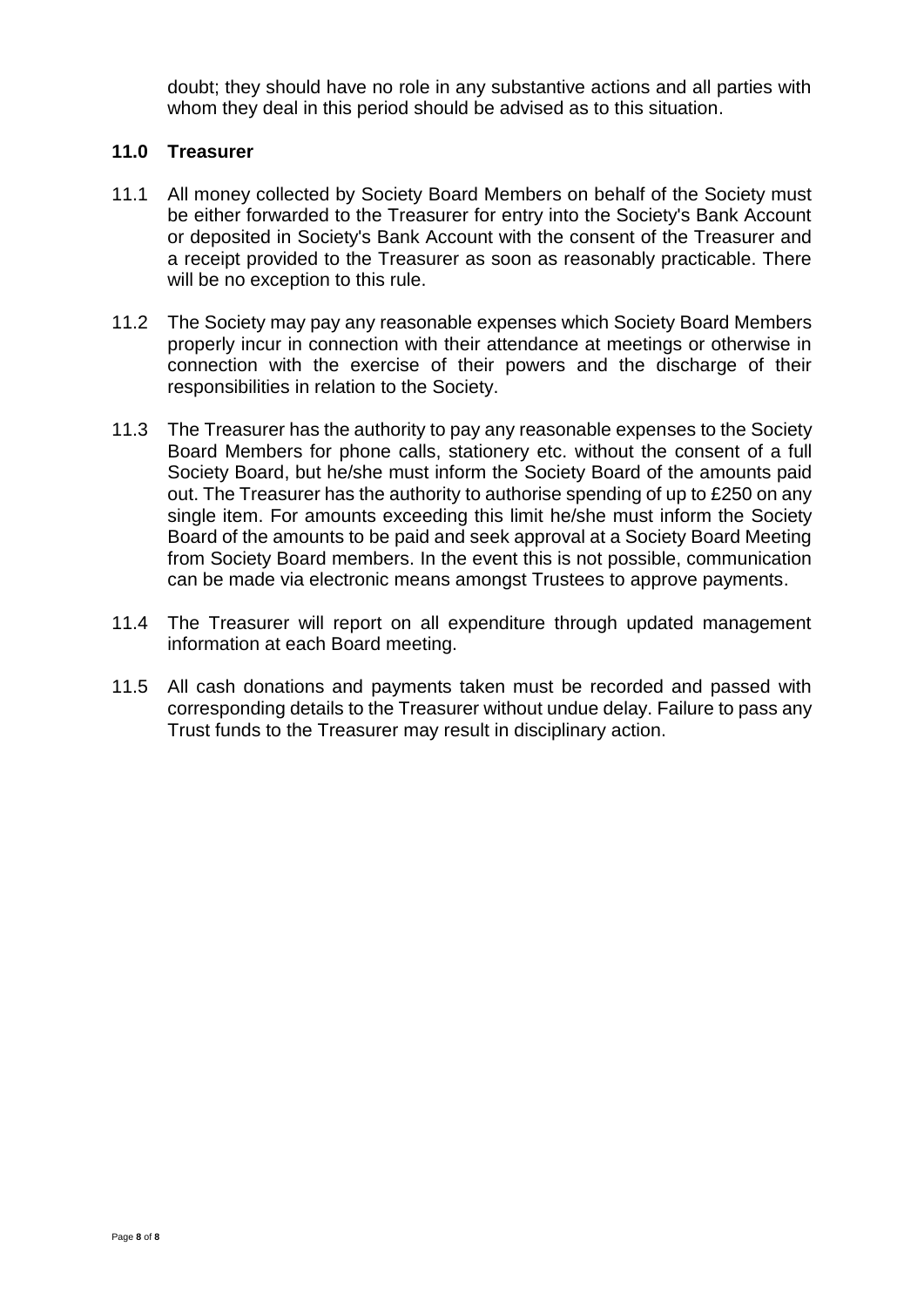doubt; they should have no role in any substantive actions and all parties with whom they deal in this period should be advised as to this situation.

## 11.0 Treasurer

11.1 All money collected by Society Board Members on behalf of the Society must be either forwarded to the Treasurer for entry into the Society's Bank Account or deposited in Society's Bank Account with the consent of the Treasurer and a receipt provided to the Treasurer as soon as reasonably practicable. There will be no exception to this rule.

11.2 The Society may pay any reasonable expenses which Society Board Members properly incur in connection with their attendance at meetings or otherwise in connection with the exercise of their powers and the discharge of their responsibilities in relation to the Society.

11.3 The Treasurer has the authority to pay any reasonable expenses to the Society Board Members for phone calls, stationery etc. without the consent of a full Society Board, but he/she must inform the Society Board of the amounts paid out. The Treasurer has the authority to authorise spending of up to £250 on any single item. For amounts exceeding this limit he/she must inform the Society Board of the amounts to be paid and seek approval at a Society Board Meeting from Society Board members. In the event this is not possible, communication can be made via electronic means amongst Trustees to approve payments.

11.4 The Treasurer will report on all expenditure through updated management information at each Board meeting.

11.5 All cash donations and payments taken must be recorded and passed with corresponding details to the Treasurer without undue delay. Failure to pass any Trust funds to the Treasurer may result in disciplinary action.